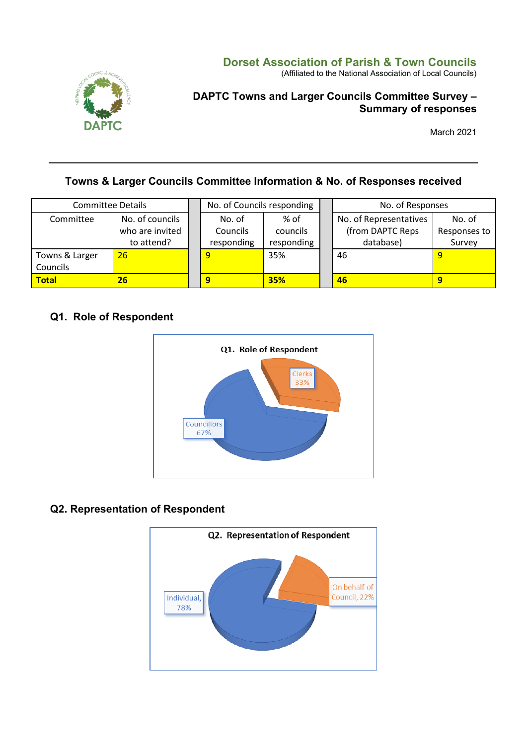**Dorset Association of Parish & Town Councils**
(Affiliated to the National Association of Local Councils)

# DAPTC Towns and Larger Councils Committee Survey – Summary of responses

March 2021

---

## Towns & Larger Councils Committee Information & No. of Responses received

| Committee Details | | No. of Councils responding | | No. of Responses | |
|---|---|---|---|---|---|
| Committee | No. of councils who are invited to attend? | No. of Councils responding | % of councils responding | No. of Representatives (from DAPTC Reps database) | No. of Responses to Survey |
| Towns & Larger Councils | 26 | 9 | 35% | 46 | 9 |
| **Total** | **26** | **9** | **35%** | **46** | **9** |

## Q1. Role of Respondent

Q1. Role of Respondent

- Clerks 33%
- Councillors 67%

## Q2. Representation of Respondent

Q2. Representation of Respondent

- Individual, 78%
- On behalf of Council, 22%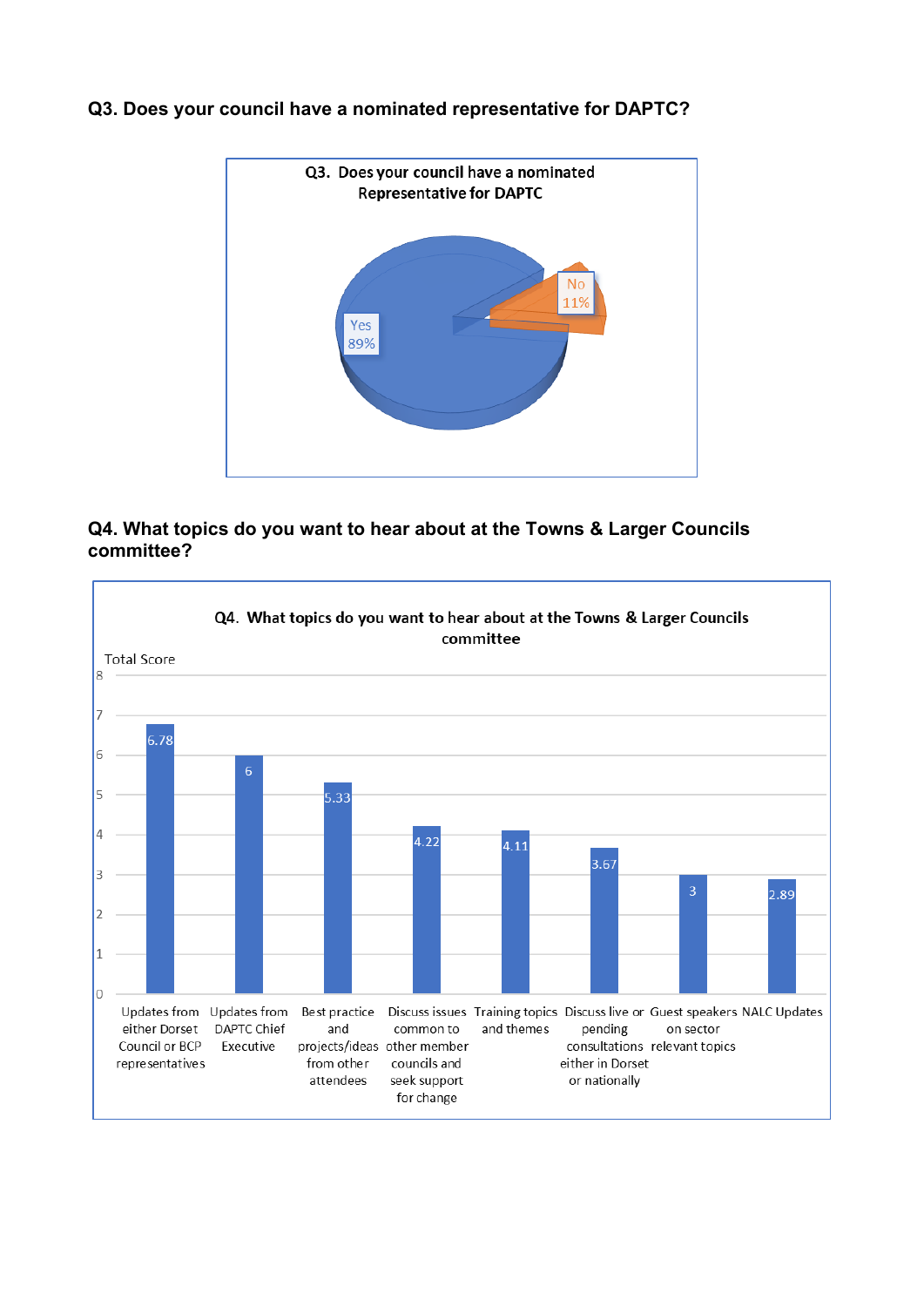### Q3. Does your council have a nominated representative for DAPTC?

**Q3. Does your council have a nominated Representative for DAPTC**

| Response | Percentage |
| --- | --- |
| Yes | 89% |
| No | 11% |

### Q4. What topics do you want to hear about at the Towns & Larger Councils committee?

**Q4. What topics do you want to hear about at the Towns & Larger Councils committee**

| Topic | Total Score |
| --- | --- |
| Updates from either Dorset Council or BCP representatives | 6.78 |
| Updates from DAPTC Chief Executive | 6 |
| Best practice and projects/ideas from other attendees | 5.33 |
| Discuss issues common to other member councils and seek support for change | 4.22 |
| Training topics and themes | 4.11 |
| Discuss live or pending consultations either in Dorset or nationally | 3.67 |
| Guest speakers on sector relevant topics | 3 |
| NALC Updates | 2.89 |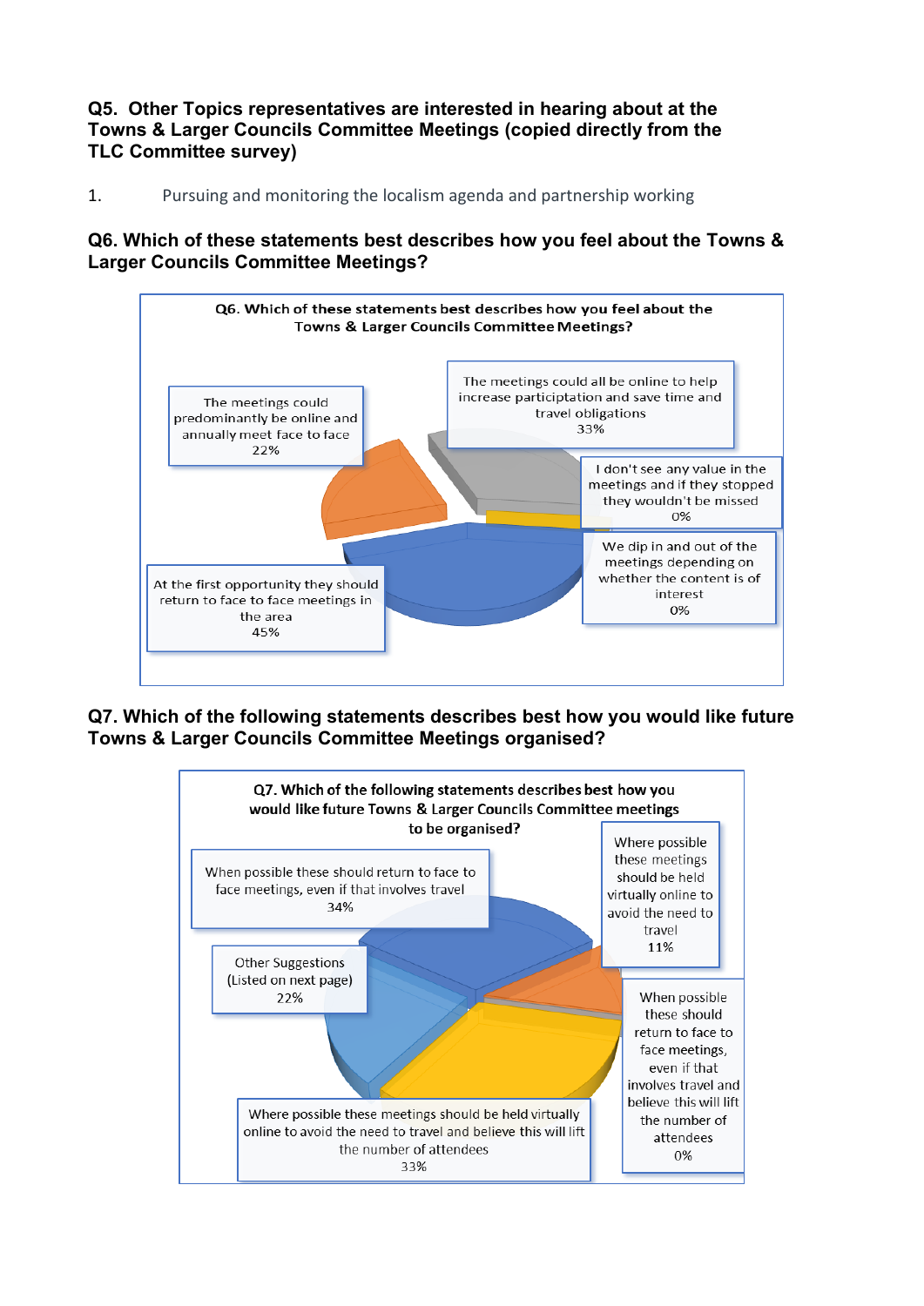### Q5. Other Topics representatives are interested in hearing about at the Towns & Larger Councils Committee Meetings (copied directly from the TLC Committee survey)

1. Pursuing and monitoring the localism agenda and partnership working

### Q6. Which of these statements best describes how you feel about the Towns & Larger Councils Committee Meetings?

**Q6. Which of these statements best describes how you feel about the Towns & Larger Councils Committee Meetings?**

| Statement | % |
|---|---|
| At the first opportunity they should return to face to face meetings in the area | 45% |
| The meetings could all be online to help increase participation and save time and travel obligations | 33% |
| The meetings could predominantly be online and annually meet face to face | 22% |
| I don't see any value in the meetings and if they stopped they wouldn't be missed | 0% |
| We dip in and out of the meetings depending on whether the content is of interest | 0% |

### Q7. Which of the following statements describes best how you would like future Towns & Larger Councils Committee Meetings organised?

**Q7. Which of the following statements describes best how you would like future Towns & Larger Councils Committee meetings to be organised?**

| Statement | % |
|---|---|
| When possible these should return to face to face meetings, even if that involves travel | 34% |
| Where possible these meetings should be held virtually online to avoid the need to travel and believe this will lift the number of attendees | 33% |
| Other Suggestions (Listed on next page) | 22% |
| Where possible these meetings should be held virtually online to avoid the need to travel | 11% |
| When possible these should return to face to face meetings, even if that involves travel and believe this will lift the number of attendees | 0% |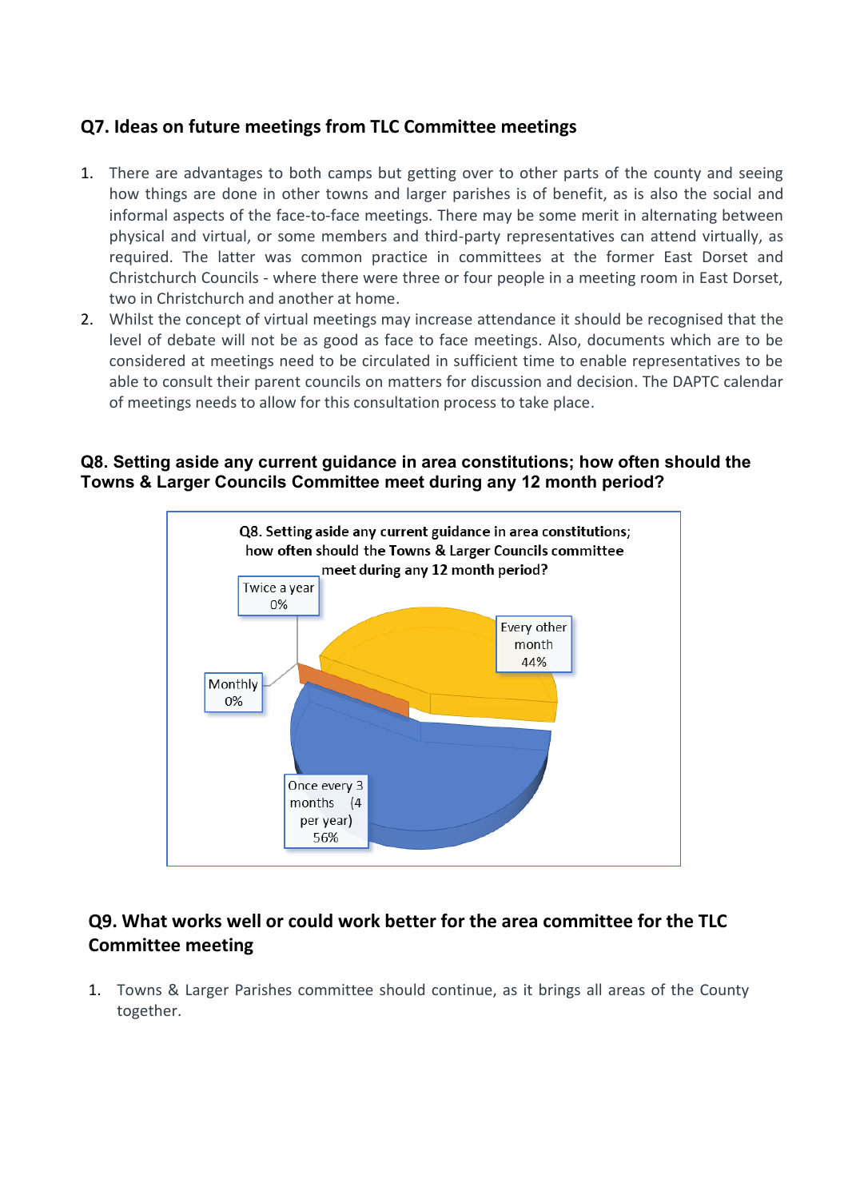## Q7. Ideas on future meetings from TLC Committee meetings

1. There are advantages to both camps but getting over to other parts of the county and seeing how things are done in other towns and larger parishes is of benefit, as is also the social and informal aspects of the face-to-face meetings. There may be some merit in alternating between physical and virtual, or some members and third-party representatives can attend virtually, as required. The latter was common practice in committees at the former East Dorset and Christchurch Councils - where there were three or four people in a meeting room in East Dorset, two in Christchurch and another at home.
2. Whilst the concept of virtual meetings may increase attendance it should be recognised that the level of debate will not be as good as face to face meetings. Also, documents which are to be considered at meetings need to be circulated in sufficient time to enable representatives to be able to consult their parent councils on matters for discussion and decision. The DAPTC calendar of meetings needs to allow for this consultation process to take place.

## Q8. Setting aside any current guidance in area constitutions; how often should the Towns & Larger Councils Committee meet during any 12 month period?

Q8. Setting aside any current guidance in area constitutions; how often should the Towns & Larger Councils committee meet during any 12 month period?

| Response | Percentage |
|---|---|
| Twice a year | 0% |
| Monthly | 0% |
| Every other month | 44% |
| Once every 3 months (4 per year) | 56% |

## Q9. What works well or could work better for the area committee for the TLC Committee meeting

1. Towns & Larger Parishes committee should continue, as it brings all areas of the County together.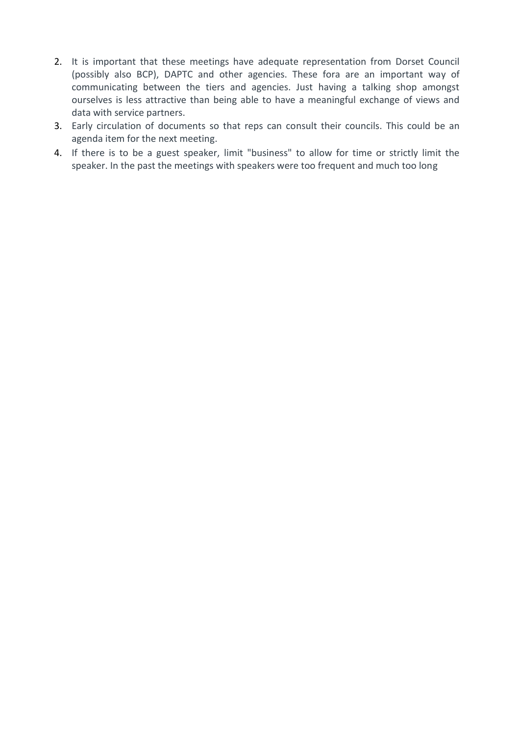2. It is important that these meetings have adequate representation from Dorset Council (possibly also BCP), DAPTC and other agencies. These fora are an important way of communicating between the tiers and agencies. Just having a talking shop amongst ourselves is less attractive than being able to have a meaningful exchange of views and data with service partners.
3. Early circulation of documents so that reps can consult their councils. This could be an agenda item for the next meeting.
4. If there is to be a guest speaker, limit "business" to allow for time or strictly limit the speaker. In the past the meetings with speakers were too frequent and much too long